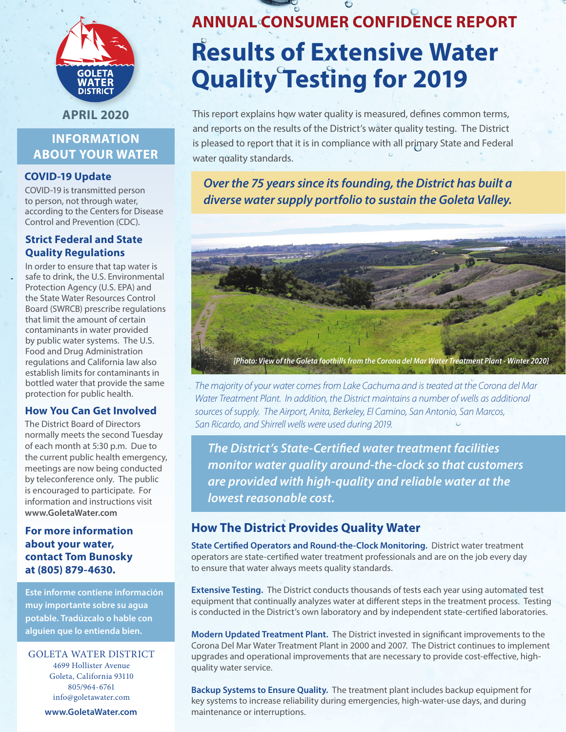# ANNUAL CONSUMER CONFIDENCE REPORT

# Results of Extensive Water Quality Testing for 2019

This report explains how water quality is measured, defines common terms, and reports on the results of the District's water quality testing. The District is pleased to report that it is in compliance with all primary State and Federal water quality standards.

***Over the 75 years since its founding, the District has built a diverse water supply portfolio to sustain the Goleta Valley.***

*[Photo: View of the Goleta foothills from the Corona del Mar Water Treatment Plant - Winter 2020]*

*The majority of your water comes from Lake Cachuma and is treated at the Corona del Mar Water Treatment Plant. In addition, the District maintains a number of wells as additional sources of supply. The Airport, Anita, Berkeley, El Camino, San Antonio, San Marcos, San Ricardo, and Shirrell wells were used during 2019.*

***The District's State-Certified water treatment facilities monitor water quality around-the-clock so that customers are provided with high-quality and reliable water at the lowest reasonable cost.***

## How The District Provides Quality Water

**State Certified Operators and Round-the-Clock Monitoring.** District water treatment operators are state-certified water treatment professionals and are on the job every day to ensure that water always meets quality standards.

**Extensive Testing.** The District conducts thousands of tests each year using automated test equipment that continually analyzes water at different steps in the treatment process. Testing is conducted in the District's own laboratory and by independent state-certified laboratories.

**Modern Updated Treatment Plant.** The District invested in significant improvements to the Corona Del Mar Water Treatment Plant in 2000 and 2007. The District continues to implement upgrades and operational improvements that are necessary to provide cost-effective, high-quality water service.

**Backup Systems to Ensure Quality.** The treatment plant includes backup equipment for key systems to increase reliability during emergencies, high-water-use days, and during maintenance or interruptions.

---

GOLETA WATER DISTRICT

**APRIL 2020**

## INFORMATION ABOUT YOUR WATER

### COVID-19 Update

COVID-19 is transmitted person to person, not through water, according to the Centers for Disease Control and Prevention (CDC).

### Strict Federal and State Quality Regulations

In order to ensure that tap water is safe to drink, the U.S. Environmental Protection Agency (U.S. EPA) and the State Water Resources Control Board (SWRCB) prescribe regulations that limit the amount of certain contaminants in water provided by public water systems. The U.S. Food and Drug Administration regulations and California law also establish limits for contaminants in bottled water that provide the same protection for public health.

### How You Can Get Involved

The District Board of Directors normally meets the second Tuesday of each month at 5:30 p.m. Due to the current public health emergency, meetings are now being conducted by teleconference only. The public is encouraged to participate. For information and instructions visit **www.GoletaWater.com**

**For more information about your water, contact Tom Bunosky at (805) 879-4630.**

**Este informe contiene información muy importante sobre su agua potable. Tradúzcalo o hable con alguien que lo entienda bien.**

GOLETA WATER DISTRICT
4699 Hollister Avenue
Goleta, California 93110
805/964-6761
info@goletawater.com

**www.GoletaWater.com**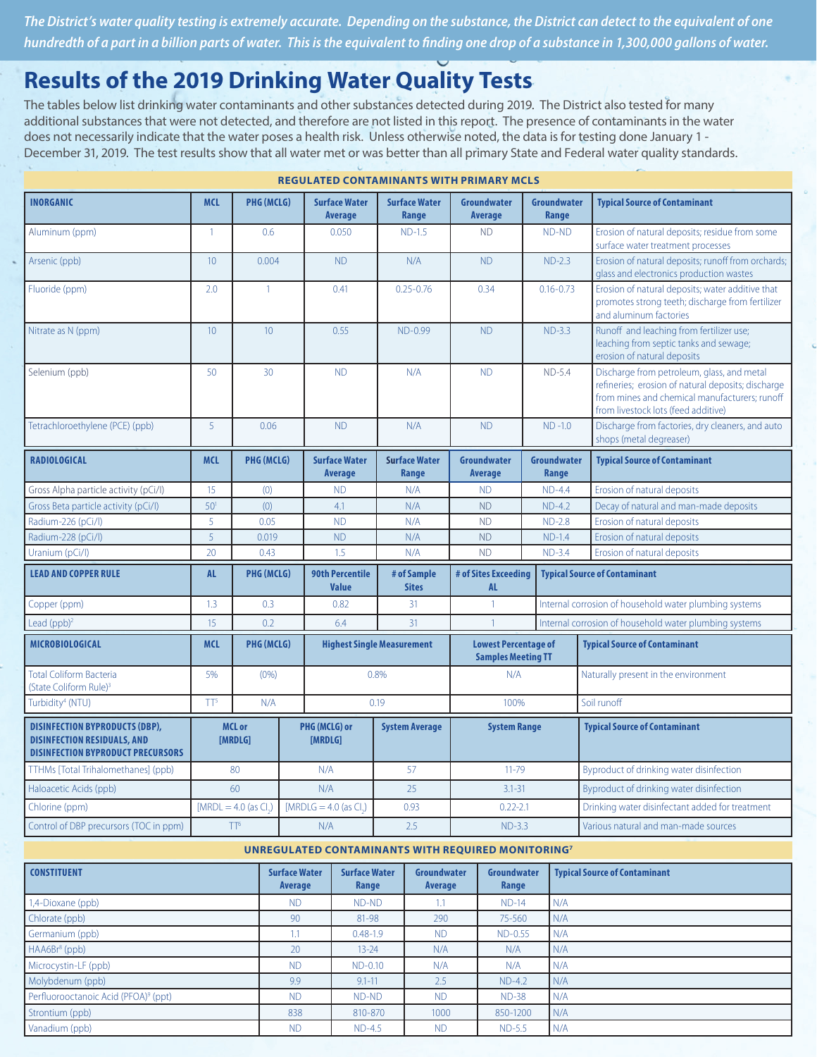*The District's water quality testing is extremely accurate. Depending on the substance, the District can detect to the equivalent of one hundredth of a part in a billion parts of water. This is the equivalent to finding one drop of a substance in 1,300,000 gallons of water.*

# Results of the 2019 Drinking Water Quality Tests

The tables below list drinking water contaminants and other substances detected during 2019. The District also tested for many additional substances that were not detected, and therefore are not listed in this report. The presence of contaminants in the water does not necessarily indicate that the water poses a health risk. Unless otherwise noted, the data is for testing done January 1 - December 31, 2019. The test results show that all water met or was better than all primary State and Federal water quality standards.

## REGULATED CONTAMINANTS WITH PRIMARY MCLS

| INORGANIC | MCL | PHG (MCLG) | Surface Water Average | Surface Water Range | Groundwater Average | Groundwater Range | Typical Source of Contaminant |
|---|---|---|---|---|---|---|---|
| Aluminum (ppm) | 1 | 0.6 | 0.050 | ND-1.5 | ND | ND-ND | Erosion of natural deposits; residue from some surface water treatment processes |
| Arsenic (ppb) | 10 | 0.004 | ND | N/A | ND | ND-2.3 | Erosion of natural deposits; runoff from orchards; glass and electronics production wastes |
| Fluoride (ppm) | 2.0 | 1 | 0.41 | 0.25-0.76 | 0.34 | 0.16-0.73 | Erosion of natural deposits; water additive that promotes strong teeth; discharge from fertilizer and aluminum factories |
| Nitrate as N (ppm) | 10 | 10 | 0.55 | ND-0.99 | ND | ND-3.3 | Runoff and leaching from fertilizer use; leaching from septic tanks and sewage; erosion of natural deposits |
| Selenium (ppb) | 50 | 30 | ND | N/A | ND | ND-5.4 | Discharge from petroleum, glass, and metal refineries; erosion of natural deposits; discharge from mines and chemical manufacturers; runoff from livestock lots (feed additive) |
| Tetrachloroethylene (PCE) (ppb) | 5 | 0.06 | ND | N/A | ND | ND -1.0 | Discharge from factories, dry cleaners, and auto shops (metal degreaser) |

| RADIOLOGICAL | MCL | PHG (MCLG) | Surface Water Average | Surface Water Range | Groundwater Average | Groundwater Range | Typical Source of Contaminant |
|---|---|---|---|---|---|---|---|
| Gross Alpha particle activity (pCi/l) | 15 | (0) | ND | N/A | ND | ND-4.4 | Erosion of natural deposits |
| Gross Beta particle activity (pCi/l) | 50[1] | (0) | 4.1 | N/A | ND | ND-4.2 | Decay of natural and man-made deposits |
| Radium-226 (pCi/l) | 5 | 0.05 | ND | N/A | ND | ND-2.8 | Erosion of natural deposits |
| Radium-228 (pCi/l) | 5 | 0.019 | ND | N/A | ND | ND-1.4 | Erosion of natural deposits |
| Uranium (pCi/l) | 20 | 0.43 | 1.5 | N/A | ND | ND-3.4 | Erosion of natural deposits |

| LEAD AND COPPER RULE | AL | PHG (MCLG) | 90th Percentile Value | # of Sample Sites | # of Sites Exceeding AL | Typical Source of Contaminant |
|---|---|---|---|---|---|---|
| Copper (ppm) | 1.3 | 0.3 | 0.82 | 31 | 1 | Internal corrosion of household water plumbing systems |
| Lead (ppb)[2] | 15 | 0.2 | 6.4 | 31 | 1 | Internal corrosion of household water plumbing systems |

| MICROBIOLOGICAL | MCL | PHG (MCLG) | Highest Single Measurement | Lowest Percentage of Samples Meeting TT | Typical Source of Contaminant |
|---|---|---|---|---|---|
| Total Coliform Bacteria (State Coliform Rule)[3] | 5% | (0%) | 0.8% | N/A | Naturally present in the environment |
| Turbidity[4] (NTU) | TT[5] | N/A | 0.19 | 100% | Soil runoff |

| DISINFECTION BYPRODUCTS (DBP), DISINFECTION RESIDUALS, AND DISINFECTION BYPRODUCT PRECURSORS | MCL or [MRDLG] | PHG (MCLG) or [MRDLG] | System Average | System Range | Typical Source of Contaminant |
|---|---|---|---|---|---|
| TTHMs [Total Trihalomethanes] (ppb) | 80 | N/A | 57 | 11-79 | Byproduct of drinking water disinfection |
| Haloacetic Acids (ppb) | 60 | N/A | 25 | 3.1-31 | Byproduct of drinking water disinfection |
| Chlorine (ppm) | [MRDL = 4.0 (as $Cl_2$)] | [MRDLG = 4.0 (as $Cl_2$)] | 0.93 | 0.22-2.1 | Drinking water disinfectant added for treatment |
| Control of DBP precursors (TOC in ppm) | TT[6] | N/A | 2.5 | ND-3.3 | Various natural and man-made sources |

## UNREGULATED CONTAMINANTS WITH REQUIRED MONITORING[7]

| CONSTITUENT | Surface Water Average | Surface Water Range | Groundwater Average | Groundwater Range | Typical Source of Contaminant |
|---|---|---|---|---|---|
| 1,4-Dioxane (ppb) | ND | ND-ND | 1.1 | ND-14 | N/A |
| Chlorate (ppb) | 90 | 81-98 | 290 | 75-560 | N/A |
| Germanium (ppb) | 1.1 | 0.48-1.9 | ND | ND-0.55 | N/A |
| HAA6Br[8] (ppb) | 20 | 13-24 | N/A | N/A | N/A |
| Microcystin-LF (ppb) | ND | ND-0.10 | N/A | N/A | N/A |
| Molybdenum (ppb) | 9.9 | 9.1-11 | 2.5 | ND-4.2 | N/A |
| Perfluorooctanoic Acid (PFOA)[9] (ppt) | ND | ND-ND | ND | ND-38 | N/A |
| Strontium (ppb) | 838 | 810-870 | 1000 | 850-1200 | N/A |
| Vanadium (ppb) | ND | ND-4.5 | ND | ND-5.5 | N/A |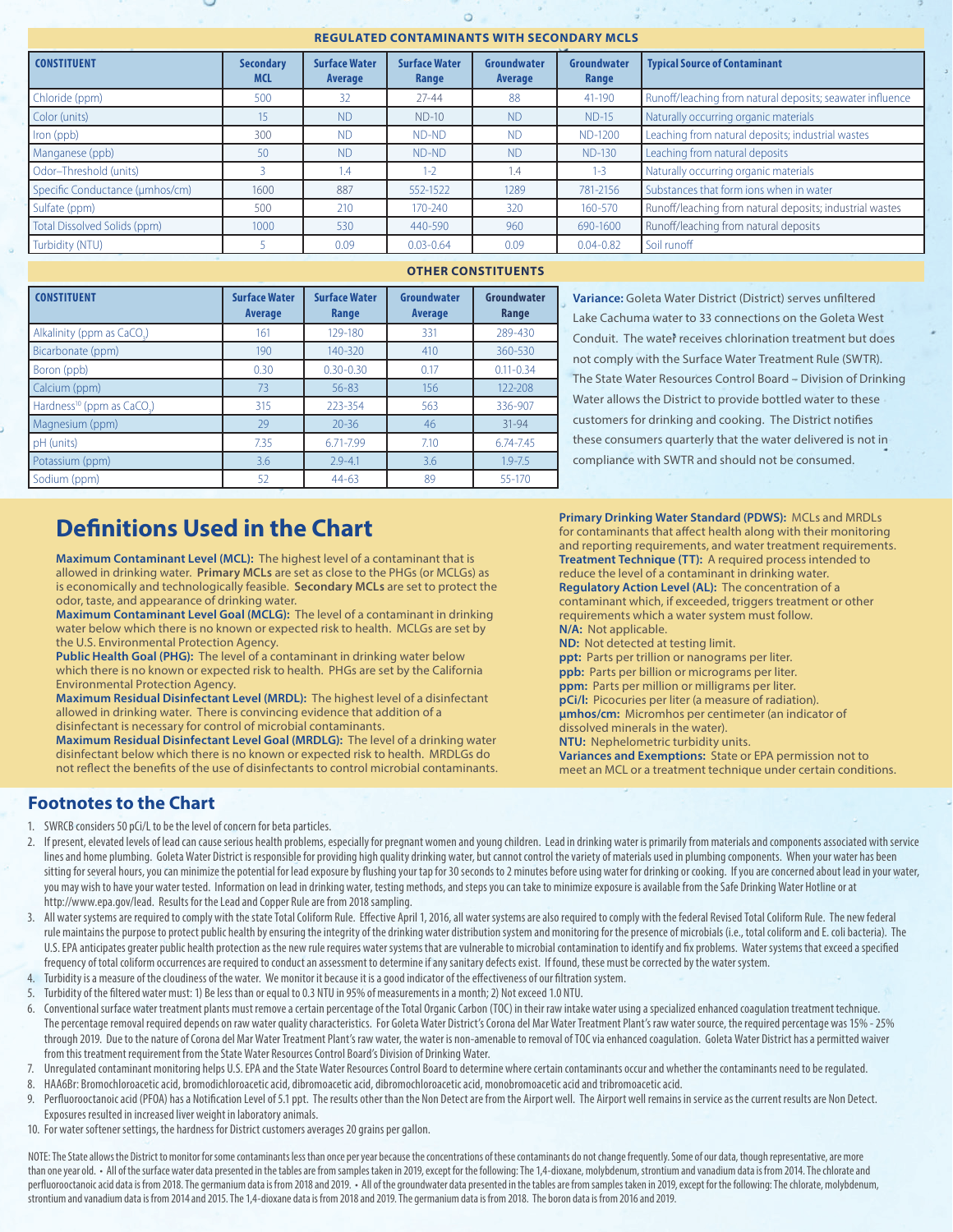## REGULATED CONTAMINANTS WITH SECONDARY MCLS

| CONSTITUENT | Secondary MCL | Surface Water Average | Surface Water Range | Groundwater Average | Groundwater Range | Typical Source of Contaminant |
|---|---|---|---|---|---|---|
| Chloride (ppm) | 500 | 32 | 27-44 | 88 | 41-190 | Runoff/leaching from natural deposits; seawater influence |
| Color (units) | 15 | ND | ND-10 | ND | ND-15 | Naturally occurring organic materials |
| Iron (ppb) | 300 | ND | ND-ND | ND | ND-1200 | Leaching from natural deposits; industrial wastes |
| Manganese (ppb) | 50 | ND | ND-ND | ND | ND-130 | Leaching from natural deposits |
| Odor–Threshold (units) | 3 | 1.4 | 1-2 | 1.4 | 1-3 | Naturally occurring organic materials |
| Specific Conductance (µmhos/cm) | 1600 | 887 | 552-1522 | 1289 | 781-2156 | Substances that form ions when in water |
| Sulfate (ppm) | 500 | 210 | 170-240 | 320 | 160-570 | Runoff/leaching from natural deposits; industrial wastes |
| Total Dissolved Solids (ppm) | 1000 | 530 | 440-590 | 960 | 690-1600 | Runoff/leaching from natural deposits |
| Turbidity (NTU) | 5 | 0.09 | 0.03-0.64 | 0.09 | 0.04-0.82 | Soil runoff |

## OTHER CONSTITUENTS

| CONSTITUENT | Surface Water Average | Surface Water Range | Groundwater Average | Groundwater Range |
|---|---|---|---|---|
| Alkalinity (ppm as $CaCO_3$) | 161 | 129-180 | 331 | 289-430 |
| Bicarbonate (ppm) | 190 | 140-320 | 410 | 360-530 |
| Boron (ppb) | 0.30 | 0.30-0.30 | 0.17 | 0.11-0.34 |
| Calcium (ppm) | 73 | 56-83 | 156 | 122-208 |
| Hardness[10] (ppm as $CaCO_3$) | 315 | 223-354 | 563 | 336-907 |
| Magnesium (ppm) | 29 | 20-36 | 46 | 31-94 |
| pH (units) | 7.35 | 6.71-7.99 | 7.10 | 6.74-7.45 |
| Potassium (ppm) | 3.6 | 2.9-4.1 | 3.6 | 1.9-7.5 |
| Sodium (ppm) | 52 | 44-63 | 89 | 55-170 |

**Variance:** Goleta Water District (District) serves unfiltered Lake Cachuma water to 33 connections on the Goleta West Conduit. The water receives chlorination treatment but does not comply with the Surface Water Treatment Rule (SWTR). The State Water Resources Control Board – Division of Drinking Water allows the District to provide bottled water to these customers for drinking and cooking. The District notifies these consumers quarterly that the water delivered is not in compliance with SWTR and should not be consumed.

# Definitions Used in the Chart

**Maximum Contaminant Level (MCL):** The highest level of a contaminant that is allowed in drinking water. **Primary MCLs** are set as close to the PHGs (or MCLGs) as is economically and technologically feasible. **Secondary MCLs** are set to protect the odor, taste, and appearance of drinking water.

**Maximum Contaminant Level Goal (MCLG):** The level of a contaminant in drinking water below which there is no known or expected risk to health. MCLGs are set by the U.S. Environmental Protection Agency.

**Public Health Goal (PHG):** The level of a contaminant in drinking water below which there is no known or expected risk to health. PHGs are set by the California Environmental Protection Agency.

**Maximum Residual Disinfectant Level (MRDL):** The highest level of a disinfectant allowed in drinking water. There is convincing evidence that addition of a disinfectant is necessary for control of microbial contaminants.

**Maximum Residual Disinfectant Level Goal (MRDLG):** The level of a drinking water disinfectant below which there is no known or expected risk to health. MRDLGs do not reflect the benefits of the use of disinfectants to control microbial contaminants.

**Primary Drinking Water Standard (PDWS):** MCLs and MRDLs for contaminants that affect health along with their monitoring and reporting requirements, and water treatment requirements.

**Treatment Technique (TT):** A required process intended to reduce the level of a contaminant in drinking water.

**Regulatory Action Level (AL):** The concentration of a contaminant which, if exceeded, triggers treatment or other requirements which a water system must follow.

**N/A:** Not applicable.

**ND:** Not detected at testing limit.

**ppt:** Parts per trillion or nanograms per liter.

**ppb:** Parts per billion or micrograms per liter.

**ppm:** Parts per million or milligrams per liter.

**pCi/l:** Picocuries per liter (a measure of radiation).

**µmhos/cm:** Micromhos per centimeter (an indicator of dissolved minerals in the water).

**NTU:** Nephelometric turbidity units.

**Variances and Exemptions:** State or EPA permission not to meet an MCL or a treatment technique under certain conditions.

## Footnotes to the Chart

1. SWRCB considers 50 pCi/L to be the level of concern for beta particles.
2. If present, elevated levels of lead can cause serious health problems, especially for pregnant women and young children. Lead in drinking water is primarily from materials and components associated with service lines and home plumbing. Goleta Water District is responsible for providing high quality drinking water, but cannot control the variety of materials used in plumbing components. When your water has been sitting for several hours, you can minimize the potential for lead exposure by flushing your tap for 30 seconds to 2 minutes before using water for drinking or cooking. If you are concerned about lead in your water, you may wish to have your water tested. Information on lead in drinking water, testing methods, and steps you can take to minimize exposure is available from the Safe Drinking Water Hotline or at http://www.epa.gov/lead. Results for the Lead and Copper Rule are from 2018 sampling.
3. All water systems are required to comply with the state Total Coliform Rule. Effective April 1, 2016, all water systems are also required to comply with the federal Revised Total Coliform Rule. The new federal rule maintains the purpose to protect public health by ensuring the integrity of the drinking water distribution system and monitoring for the presence of microbials (i.e., total coliform and E. coli bacteria). The U.S. EPA anticipates greater public health protection as the new rule requires water systems that are vulnerable to microbial contamination to identify and fix problems. Water systems that exceed a specified frequency of total coliform occurrences are required to conduct an assessment to determine if any sanitary defects exist. If found, these must be corrected by the water system.
4. Turbidity is a measure of the cloudiness of the water. We monitor it because it is a good indicator of the effectiveness of our filtration system.
5. Turbidity of the filtered water must: 1) Be less than or equal to 0.3 NTU in 95% of measurements in a month; 2) Not exceed 1.0 NTU.
6. Conventional surface water treatment plants must remove a certain percentage of the Total Organic Carbon (TOC) in their raw intake water using a specialized enhanced coagulation treatment technique. The percentage removal required depends on raw water quality characteristics. For Goleta Water District's Corona del Mar Water Treatment Plant's raw water source, the required percentage was 15% - 25% through 2019. Due to the nature of Corona del Mar Water Treatment Plant's raw water, the water is non-amenable to removal of TOC via enhanced coagulation. Goleta Water District has a permitted waiver from this treatment requirement from the State Water Resources Control Board's Division of Drinking Water.
7. Unregulated contaminant monitoring helps U.S. EPA and the State Water Resources Control Board to determine where certain contaminants occur and whether the contaminants need to be regulated.
8. HAA6Br: Bromochloroacetic acid, bromodichloroacetic acid, dibromoacetic acid, dibromochloroacetic acid, monobromoacetic acid and tribromoacetic acid.
9. Perfluorooctanoic acid (PFOA) has a Notification Level of 5.1 ppt. The results other than the Non Detect are from the Airport well. The Airport well remains in service as the current results are Non Detect. Exposures resulted in increased liver weight in laboratory animals.
10. For water softener settings, the hardness for District customers averages 20 grains per gallon.

NOTE: The State allows the District to monitor for some contaminants less than once per year because the concentrations of these contaminants do not change frequently. Some of our data, though representative, are more than one year old. • All of the surface water data presented in the tables are from samples taken in 2019, except for the following: The 1,4-dioxane, molybdenum, strontium and vanadium data is from 2014. The chlorate and perfluorooctanoic acid data is from 2018. The germanium data is from 2018 and 2019. • All of the groundwater data presented in the tables are from samples taken in 2019, except for the following: The chlorate, molybdenum, strontium and vanadium data is from 2014 and 2015. The 1,4-dioxane data is from 2018 and 2019. The germanium data is from 2018. The boron data is from 2016 and 2019.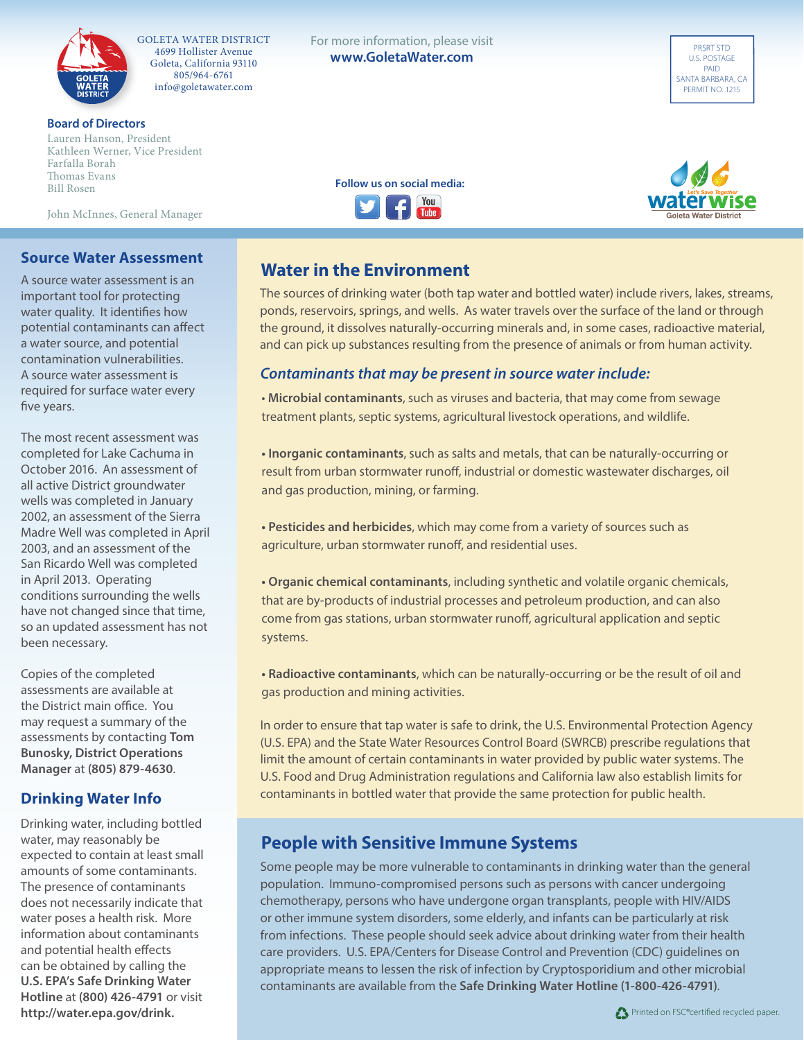GOLETA WATER DISTRICT
4699 Hollister Avenue
Goleta, California 93110
805/964-6761
info@goletawater.com

For more information, please visit
**www.GoletaWater.com**

PRSRT STD
U.S. POSTAGE
PAID
SANTA BARBARA, CA
PERMIT NO. 1215

**Board of Directors**
Lauren Hanson, President
Kathleen Werner, Vice President
Farfalla Borah
Thomas Evans
Bill Rosen

John McInnes, General Manager

**Follow us on social media:**

Let's Save Together
waterwise
Goleta Water District

## Source Water Assessment

A source water assessment is an important tool for protecting water quality. It identifies how potential contaminants can affect a water source, and potential contamination vulnerabilities. A source water assessment is required for surface water every five years.

The most recent assessment was completed for Lake Cachuma in October 2016. An assessment of all active District groundwater wells was completed in January 2002, an assessment of the Sierra Madre Well was completed in April 2003, and an assessment of the San Ricardo Well was completed in April 2013. Operating conditions surrounding the wells have not changed since that time, so an updated assessment has not been necessary.

Copies of the completed assessments are available at the District main office. You may request a summary of the assessments by contacting **Tom Bunosky, District Operations Manager** at **(805) 879-4630**.

## Drinking Water Info

Drinking water, including bottled water, may reasonably be expected to contain at least small amounts of some contaminants. The presence of contaminants does not necessarily indicate that water poses a health risk. More information about contaminants and potential health effects can be obtained by calling the **U.S. EPA's Safe Drinking Water Hotline** at **(800) 426-4791** or visit **http://water.epa.gov/drink.**

## Water in the Environment

The sources of drinking water (both tap water and bottled water) include rivers, lakes, streams, ponds, reservoirs, springs, and wells. As water travels over the surface of the land or through the ground, it dissolves naturally-occurring minerals and, in some cases, radioactive material, and can pick up substances resulting from the presence of animals or from human activity.

### *Contaminants that may be present in source water include:*

- **Microbial contaminants**, such as viruses and bacteria, that may come from sewage treatment plants, septic systems, agricultural livestock operations, and wildlife.
- **Inorganic contaminants**, such as salts and metals, that can be naturally-occurring or result from urban stormwater runoff, industrial or domestic wastewater discharges, oil and gas production, mining, or farming.
- **Pesticides and herbicides**, which may come from a variety of sources such as agriculture, urban stormwater runoff, and residential uses.
- **Organic chemical contaminants**, including synthetic and volatile organic chemicals, that are by-products of industrial processes and petroleum production, and can also come from gas stations, urban stormwater runoff, agricultural application and septic systems.
- **Radioactive contaminants**, which can be naturally-occurring or be the result of oil and gas production and mining activities.

In order to ensure that tap water is safe to drink, the U.S. Environmental Protection Agency (U.S. EPA) and the State Water Resources Control Board (SWRCB) prescribe regulations that limit the amount of certain contaminants in water provided by public water systems. The U.S. Food and Drug Administration regulations and California law also establish limits for contaminants in bottled water that provide the same protection for public health.

## People with Sensitive Immune Systems

Some people may be more vulnerable to contaminants in drinking water than the general population. Immuno-compromised persons such as persons with cancer undergoing chemotherapy, persons who have undergone organ transplants, people with HIV/AIDS or other immune system disorders, some elderly, and infants can be particularly at risk from infections. These people should seek advice about drinking water from their health care providers. U.S. EPA/Centers for Disease Control and Prevention (CDC) guidelines on appropriate means to lessen the risk of infection by Cryptosporidium and other microbial contaminants are available from the **Safe Drinking Water Hotline (1-800-426-4791)**.

Printed on FSC®certified recycled paper.